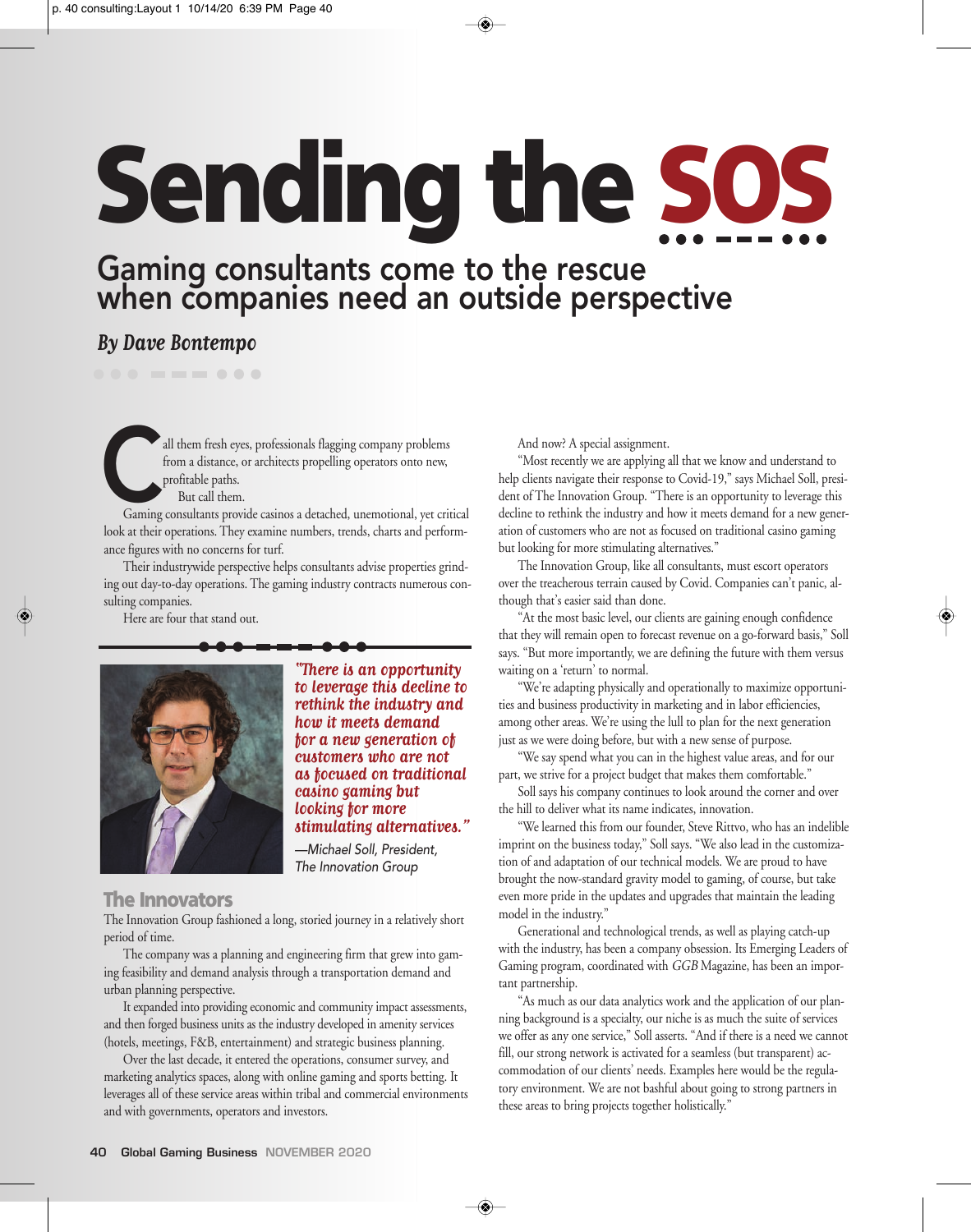# Sending the SOS

## Gaming consultants come to the rescue when companies need an outside perspective

*By Dave Bontempo*

Call them fresh eyes, professionals flagging company problems from a distance, or architects propelling operators onto new, profitable paths.

But call them.

Gaming consultants provide casinos a detached, unemotional, yet critical look at their operations. They examine numbers, trends, charts and performance figures with no concerns for turf.

Their industrywide perspective helps consultants advise properties grinding out day-to-day operations. The gaming industry contracts numerous consulting companies.

Here are four that stand out.

*"There is an opportunity to leverage this decline to rethink the industry and how it meets demand for a new generation of customers who are not as focused on traditional casino gaming but looking for more stimulating alternatives."*

*—Michael Soll, President, The Innovation Group*

### The Innovators

The Innovation Group fashioned a long, storied journey in a relatively short period of time.

The company was a planning and engineering firm that grew into gaming feasibility and demand analysis through a transportation demand and urban planning perspective.

It expanded into providing economic and community impact assessments, and then forged business units as the industry developed in amenity services (hotels, meetings, F&B, entertainment) and strategic business planning.

Over the last decade, it entered the operations, consumer survey, and marketing analytics spaces, along with online gaming and sports betting. It leverages all of these service areas within tribal and commercial environments and with governments, operators and investors.

And now? A special assignment.

"Most recently we are applying all that we know and understand to help clients navigate their response to Covid-19," says Michael Soll, president of The Innovation Group. "There is an opportunity to leverage this decline to rethink the industry and how it meets demand for a new generation of customers who are not as focused on traditional casino gaming but looking for more stimulating alternatives."

The Innovation Group, like all consultants, must escort operators over the treacherous terrain caused by Covid. Companies can't panic, although that's easier said than done.

"At the most basic level, our clients are gaining enough confidence that they will remain open to forecast revenue on a go-forward basis," Soll says. "But more importantly, we are defining the future with them versus waiting on a 'return' to normal.

"We're adapting physically and operationally to maximize opportunities and business productivity in marketing and in labor efficiencies, among other areas. We're using the lull to plan for the next generation just as we were doing before, but with a new sense of purpose.

"We say spend what you can in the highest value areas, and for our part, we strive for a project budget that makes them comfortable."

Soll says his company continues to look around the corner and over the hill to deliver what its name indicates, innovation.

"We learned this from our founder, Steve Rittvo, who has an indelible imprint on the business today," Soll says. "We also lead in the customization of and adaptation of our technical models. We are proud to have brought the now-standard gravity model to gaming, of course, but take even more pride in the updates and upgrades that maintain the leading model in the industry."

Generational and technological trends, as well as playing catch-up with the industry, has been a company obsession. Its Emerging Leaders of Gaming program, coordinated with *GGB* Magazine, has been an important partnership.

"As much as our data analytics work and the application of our planning background is a specialty, our niche is as much the suite of services we offer as any one service," Soll asserts. "And if there is a need we cannot fill, our strong network is activated for a seamless (but transparent) accommodation of our clients' needs. Examples here would be the regulatory environment. We are not bashful about going to strong partners in these areas to bring projects together holistically."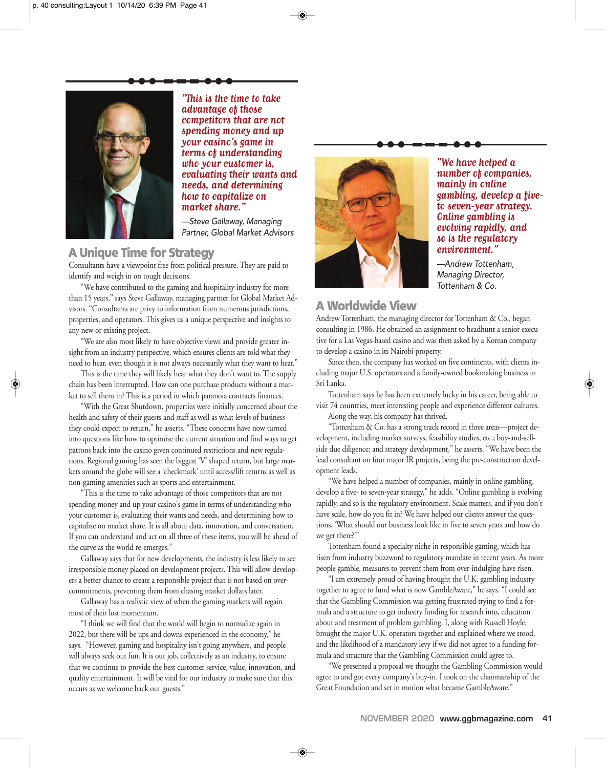*"This is the time to take advantage of those competitors that are not spending money and up your casino's game in terms of understanding who your customer is, evaluating their wants and needs, and determining how to capitalize on market share."*

—Steve Gallaway, Managing Partner, Global Market Advisors

## A Unique Time for Strategy

Consultants have a viewpoint free from political pressure. They are paid to identify and weigh in on tough decisions.

"We have contributed to the gaming and hospitality industry for more than 15 years," says Steve Gallaway, managing partner for Global Market Advisors. "Consultants are privy to information from numerous jurisdictions, properties, and operators. This gives us a unique perspective and insights to any new or existing project.

"We are also most likely to have objective views and provide greater insight from an industry perspective, which ensures clients are told what they need to hear, even though it is not always necessarily what they want to hear."

This is the time they will likely hear what they don't want to. The supply chain has been interrupted. How can one purchase products without a market to sell them in? This is a period in which paranoia contracts finances.

"With the Great Shutdown, properties were initially concerned about the health and safety of their guests and staff as well as what levels of business they could expect to return," he asserts. "These concerns have now turned into questions like how to optimize the current situation and find ways to get patrons back into the casino given continued restrictions and new regulations. Regional gaming has seen the biggest 'V' shaped return, but large markets around the globe will see a 'checkmark' until access/lift returns as well as non-gaming amenities such as sports and entertainment.

"This is the time to take advantage of those competitors that are not spending money and up your casino's game in terms of understanding who your customer is, evaluating their wants and needs, and determining how to capitalize on market share. It is all about data, innovation, and conversation. If you can understand and act on all three of these items, you will be ahead of the curve as the world re-emerges."

Gallaway says that for new developments, the industry is less likely to see irresponsible money placed on development projects. This will allow developers a better chance to create a responsible project that is not based on over-commitments, preventing them from chasing market dollars later.

Gallaway has a realistic view of when the gaming markets will regain most of their lost momentum.

"I think we will find that the world will begin to normalize again in 2022, but there will be ups and downs experienced in the economy," he says. "However, gaming and hospitality isn't going anywhere, and people will always seek out fun. It is our job, collectively as an industry, to ensure that we continue to provide the best customer service, value, innovation, and quality entertainment. It will be vital for our industry to make sure that this occurs as we welcome back our guests."

*"We have helped a number of companies, mainly in online gambling, develop a five- to seven-year strategy. Online gambling is evolving rapidly, and so is the regulatory environment."*

—Andrew Tottenham, Managing Director, Tottenham & Co.

## A Worldwide View

Andrew Tottenham, the managing director for Tottenham & Co., began consulting in 1986. He obtained an assignment to headhunt a senior executive for a Las Vegas-based casino and was then asked by a Korean company to develop a casino in its Nairobi property.

Since then, the company has worked on five continents, with clients including major U.S. operators and a family-owned bookmaking business in Sri Lanka.

Tottenham says he has been extremely lucky in his career, being able to visit 74 countries, meet interesting people and experience different cultures. Along the way, his company has thrived.

"Tottenham & Co. has a strong track record in three areas—project development, including market surveys, feasibility studies, etc.; buy-and-sell-side due diligence; and strategy development," he asserts. "We have been the lead consultant on four major IR projects, being the pre-construction development leads.

"We have helped a number of companies, mainly in online gambling, develop a five- to seven-year strategy," he adds. "Online gambling is evolving rapidly, and so is the regulatory environment. Scale matters, and if you don't have scale, how do you fit in? We have helped our clients answer the questions, 'What should our business look like in five to seven years and how do we get there?'"

Tottenham found a specialty niche in responsible gaming, which has risen from industry buzzword to regulatory mandate in recent years. As more people gamble, measures to prevent them from over-indulging have risen.

"I am extremely proud of having brought the U.K. gambling industry together to agree to fund what is now GambleAware," he says. "I could see that the Gambling Commission was getting frustrated trying to find a formula and a structure to get industry funding for research into, education about and treatment of problem gambling. I, along with Russell Hoyle, brought the major U.K. operators together and explained where we stood, and the likelihood of a mandatory levy if we did not agree to a funding formula and structure that the Gambling Commission could agree to.

"We presented a proposal we thought the Gambling Commission would agree to and got every company's buy-in. I took on the chairmanship of the Great Foundation and set in motion what became GambleAware."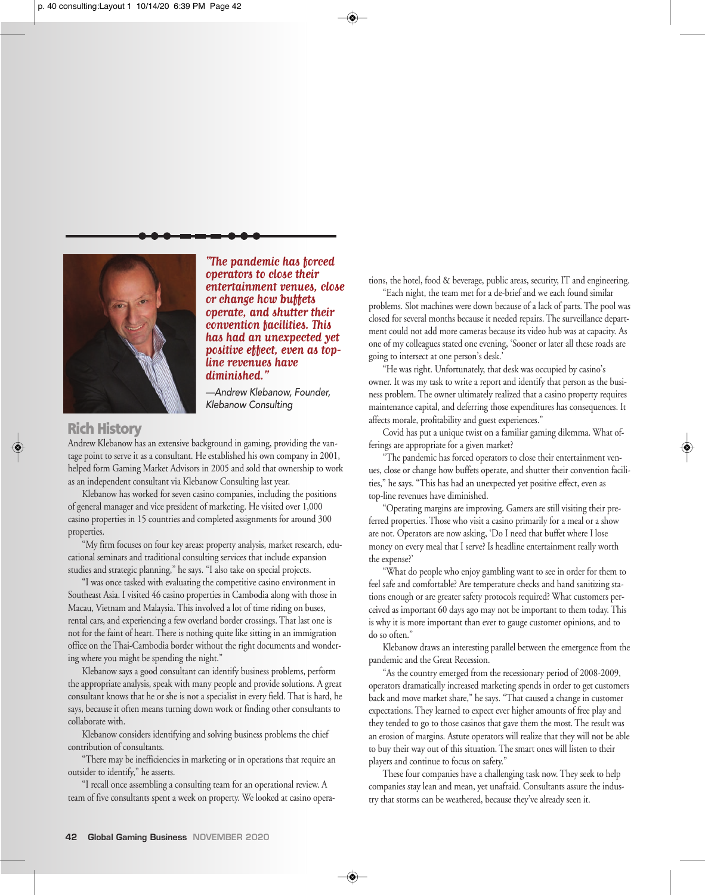*"The pandemic has forced operators to close their entertainment venues, close or change how buffets operate, and shutter their convention facilities. This has had an unexpected yet positive effect, even as top-line revenues have diminished."*

*—Andrew Klebanow, Founder, Klebanow Consulting*

## Rich History

Andrew Klebanow has an extensive background in gaming, providing the vantage point to serve it as a consultant. He established his own company in 2001, helped form Gaming Market Advisors in 2005 and sold that ownership to work as an independent consultant via Klebanow Consulting last year.

Klebanow has worked for seven casino companies, including the positions of general manager and vice president of marketing. He visited over 1,000 casino properties in 15 countries and completed assignments for around 300 properties.

"My firm focuses on four key areas: property analysis, market research, educational seminars and traditional consulting services that include expansion studies and strategic planning," he says. "I also take on special projects.

"I was once tasked with evaluating the competitive casino environment in Southeast Asia. I visited 46 casino properties in Cambodia along with those in Macau, Vietnam and Malaysia. This involved a lot of time riding on buses, rental cars, and experiencing a few overland border crossings. That last one is not for the faint of heart. There is nothing quite like sitting in an immigration office on the Thai-Cambodia border without the right documents and wondering where you might be spending the night."

Klebanow says a good consultant can identify business problems, perform the appropriate analysis, speak with many people and provide solutions. A great consultant knows that he or she is not a specialist in every field. That is hard, he says, because it often means turning down work or finding other consultants to collaborate with.

Klebanow considers identifying and solving business problems the chief contribution of consultants.

"There may be inefficiencies in marketing or in operations that require an outsider to identify," he asserts.

"I recall once assembling a consulting team for an operational review. A team of five consultants spent a week on property. We looked at casino operations, the hotel, food & beverage, public areas, security, IT and engineering.

"Each night, the team met for a de-brief and we each found similar problems. Slot machines were down because of a lack of parts. The pool was closed for several months because it needed repairs. The surveillance department could not add more cameras because its video hub was at capacity. As one of my colleagues stated one evening, 'Sooner or later all these roads are going to intersect at one person's desk.'

"He was right. Unfortunately, that desk was occupied by casino's owner. It was my task to write a report and identify that person as the business problem. The owner ultimately realized that a casino property requires maintenance capital, and deferring those expenditures has consequences. It affects morale, profitability and guest experiences."

Covid has put a unique twist on a familiar gaming dilemma. What offerings are appropriate for a given market?

"The pandemic has forced operators to close their entertainment venues, close or change how buffets operate, and shutter their convention facilities," he says. "This has had an unexpected yet positive effect, even as top-line revenues have diminished.

"Operating margins are improving. Gamers are still visiting their preferred properties. Those who visit a casino primarily for a meal or a show are not. Operators are now asking, 'Do I need that buffet where I lose money on every meal that I serve? Is headline entertainment really worth the expense?'

"What do people who enjoy gambling want to see in order for them to feel safe and comfortable? Are temperature checks and hand sanitizing stations enough or are greater safety protocols required? What customers perceived as important 60 days ago may not be important to them today. This is why it is more important than ever to gauge customer opinions, and to do so often."

Klebanow draws an interesting parallel between the emergence from the pandemic and the Great Recession.

"As the country emerged from the recessionary period of 2008-2009, operators dramatically increased marketing spends in order to get customers back and move market share," he says. "That caused a change in customer expectations. They learned to expect ever higher amounts of free play and they tended to go to those casinos that gave them the most. The result was an erosion of margins. Astute operators will realize that they will not be able to buy their way out of this situation. The smart ones will listen to their players and continue to focus on safety."

These four companies have a challenging task now. They seek to help companies stay lean and mean, yet unafraid. Consultants assure the industry that storms can be weathered, because they've already seen it.